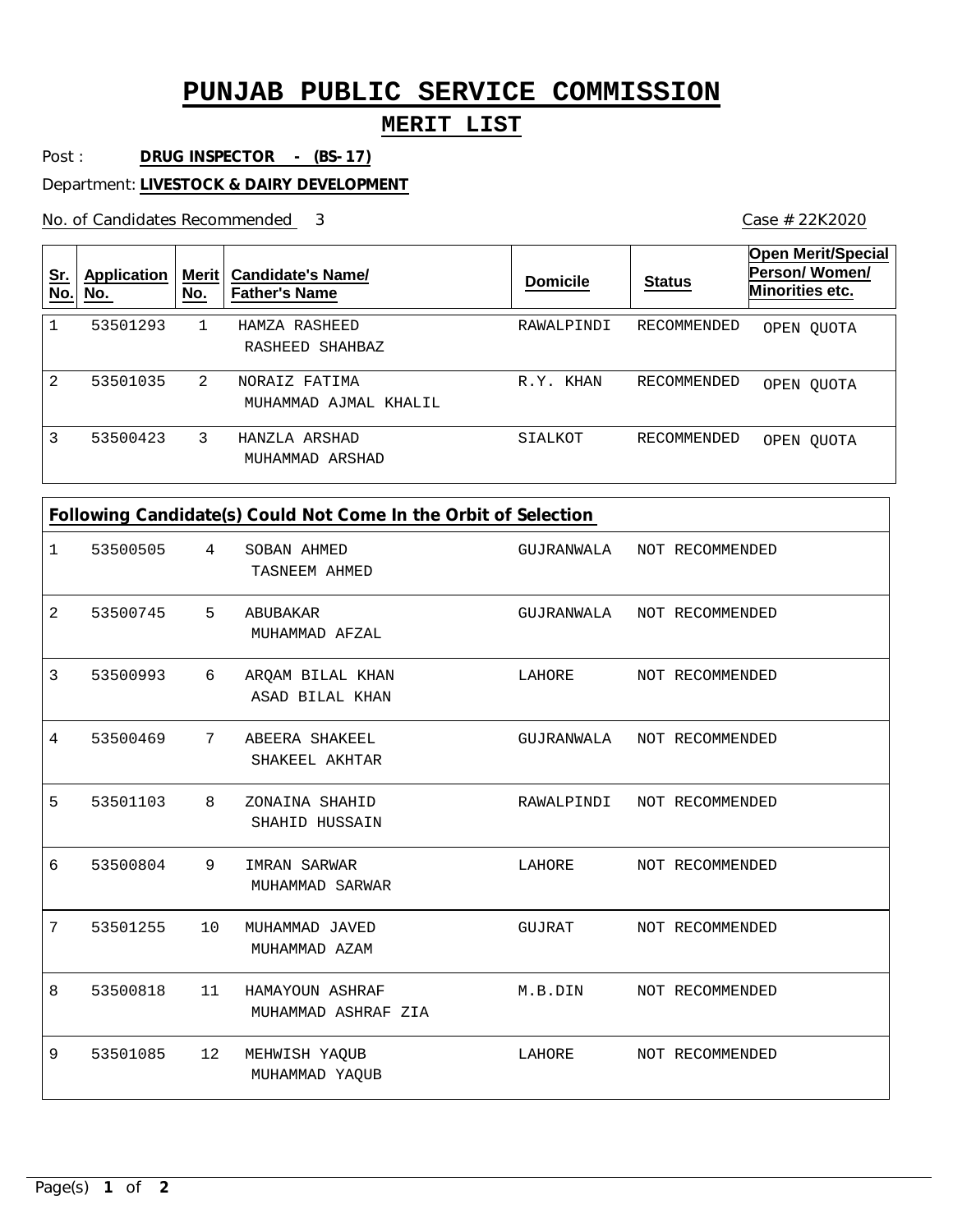# PUNJAB PUBLIC SERVICE COMMISSION

## MERIT LIST

Post : **DRUG INSPECTOR - (BS-17)**

Department: **LIVESTOCK & DAIRY DEVELOPMENT**

No. of Candidates Recommended 3

Case # 22K2020

| Sr. No. | Application No. | Merit No. | Candidate's Name/ Father's Name | Domicile | Status | Open Merit/Special Person/ Women/ Minorities etc. |
|---|---|---|---|---|---|---|
| 1 | 53501293 | 1 | HAMZA RASHEED<br>RASHEED SHAHBAZ | RAWALPINDI | RECOMMENDED | OPEN QUOTA |
| 2 | 53501035 | 2 | NORAIZ FATIMA<br>MUHAMMAD AJMAL KHALIL | R.Y. KHAN | RECOMMENDED | OPEN QUOTA |
| 3 | 53500423 | 3 | HANZLA ARSHAD<br>MUHAMMAD ARSHAD | SIALKOT | RECOMMENDED | OPEN QUOTA |

**Following Candidate(s) Could Not Come In the Orbit of Selection**

| Sr. No. | Application No. | Merit No. | Candidate's Name/ Father's Name | Domicile | Status |
|---|---|---|---|---|---|
| 1 | 53500505 | 4 | SOBAN AHMED<br>TASNEEM AHMED | GUJRANWALA | NOT RECOMMENDED |
| 2 | 53500745 | 5 | ABUBAKAR<br>MUHAMMAD AFZAL | GUJRANWALA | NOT RECOMMENDED |
| 3 | 53500993 | 6 | ARQAM BILAL KHAN<br>ASAD BILAL KHAN | LAHORE | NOT RECOMMENDED |
| 4 | 53500469 | 7 | ABEERA SHAKEEL<br>SHAKEEL AKHTAR | GUJRANWALA | NOT RECOMMENDED |
| 5 | 53501103 | 8 | ZONAINA SHAHID<br>SHAHID HUSSAIN | RAWALPINDI | NOT RECOMMENDED |
| 6 | 53500804 | 9 | IMRAN SARWAR<br>MUHAMMAD SARWAR | LAHORE | NOT RECOMMENDED |
| 7 | 53501255 | 10 | MUHAMMAD JAVED<br>MUHAMMAD AZAM | GUJRAT | NOT RECOMMENDED |
| 8 | 53500818 | 11 | HAMAYOUN ASHRAF<br>MUHAMMAD ASHRAF ZIA | M.B.DIN | NOT RECOMMENDED |
| 9 | 53501085 | 12 | MEHWISH YAQUB<br>MUHAMMAD YAQUB | LAHORE | NOT RECOMMENDED |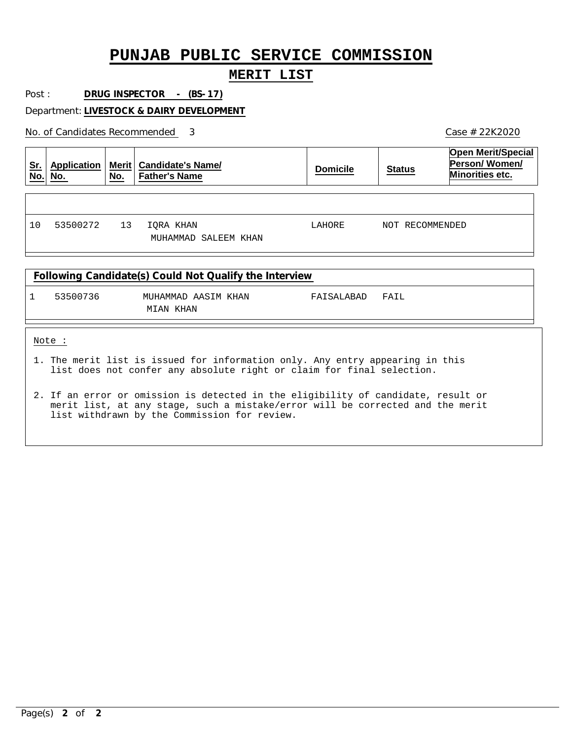# PUNJAB PUBLIC SERVICE COMMISSION

## MERIT LIST

Post : **DRUG INSPECTOR - (BS-17)**

Department: **LIVESTOCK & DAIRY DEVELOPMENT**

No. of Candidates Recommended 3

Case # 22K2020

| Sr. No. | Application No. | Merit No. | Candidate's Name/ Father's Name | Domicile | Status | Open Merit/Special Person/ Women/ Minorities etc. |
|---|---|---|---|---|---|---|
| 10 | 53500272 | 13 | IQRA KHAN<br>MUHAMMAD SALEEM KHAN | LAHORE | NOT RECOMMENDED | |

**Following Candidate(s) Could Not Qualify the Interview**

| | | | | |
|---|---|---|---|---|
| 1 | 53500736 | MUHAMMAD AASIM KHAN<br>MIAN KHAN | FAISALABAD | FAIL |

Note :

1. The merit list is issued for information only. Any entry appearing in this list does not confer any absolute right or claim for final selection.

2. If an error or omission is detected in the eligibility of candidate, result or merit list, at any stage, such a mistake/error will be corrected and the merit list withdrawn by the Commission for review.